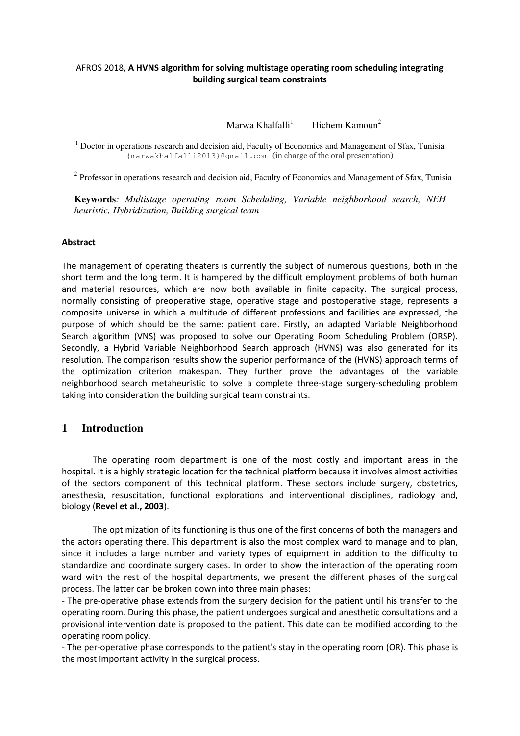AFROS 2018, **A HVNS algorithm for solving multistage operating room scheduling integrating building surgical team constraints**

Marwa Khalfalli[1] Hichem Kamoun[2]

[1] Doctor in operations research and decision aid, Faculty of Economics and Management of Sfax, Tunisia {marwakhalfalli2013}@gmail.com (in charge of the oral presentation)

[2] Professor in operations research and decision aid, Faculty of Economics and Management of Sfax, Tunisia

**Keywords***: Multistage operating room Scheduling, Variable neighborhood search, NEH heuristic, Hybridization, Building surgical team*

#### Abstract

The management of operating theaters is currently the subject of numerous questions, both in the short term and the long term. It is hampered by the difficult employment problems of both human and material resources, which are now both available in finite capacity. The surgical process, normally consisting of preoperative stage, operative stage and postoperative stage, represents a composite universe in which a multitude of different professions and facilities are expressed, the purpose of which should be the same: patient care. Firstly, an adapted Variable Neighborhood Search algorithm (VNS) was proposed to solve our Operating Room Scheduling Problem (ORSP). Secondly, a Hybrid Variable Neighborhood Search approach (HVNS) was also generated for its resolution. The comparison results show the superior performance of the (HVNS) approach terms of the optimization criterion makespan. They further prove the advantages of the variable neighborhood search metaheuristic to solve a complete three-stage surgery-scheduling problem taking into consideration the building surgical team constraints.

## 1 Introduction

The operating room department is one of the most costly and important areas in the hospital. It is a highly strategic location for the technical platform because it involves almost activities of the sectors component of this technical platform. These sectors include surgery, obstetrics, anesthesia, resuscitation, functional explorations and interventional disciplines, radiology and, biology (**Revel et al., 2003**).

The optimization of its functioning is thus one of the first concerns of both the managers and the actors operating there. This department is also the most complex ward to manage and to plan, since it includes a large number and variety types of equipment in addition to the difficulty to standardize and coordinate surgery cases. In order to show the interaction of the operating room ward with the rest of the hospital departments, we present the different phases of the surgical process. The latter can be broken down into three main phases:

- The pre-operative phase extends from the surgery decision for the patient until his transfer to the operating room. During this phase, the patient undergoes surgical and anesthetic consultations and a provisional intervention date is proposed to the patient. This date can be modified according to the operating room policy.
- The per-operative phase corresponds to the patient's stay in the operating room (OR). This phase is the most important activity in the surgical process.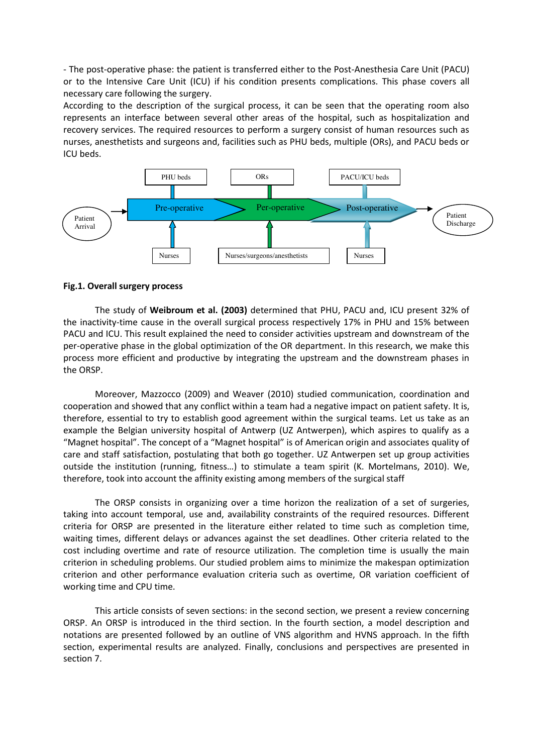- The post-operative phase: the patient is transferred either to the Post-Anesthesia Care Unit (PACU) or to the Intensive Care Unit (ICU) if his condition presents complications. This phase covers all necessary care following the surgery.

According to the description of the surgical process, it can be seen that the operating room also represents an interface between several other areas of the hospital, such as hospitalization and recovery services. The required resources to perform a surgery consist of human resources such as nurses, anesthetists and surgeons and, facilities such as PHU beds, multiple (ORs), and PACU beds or ICU beds.

PHU beds
ORs
PACU/ICU beds
Patient Arrival
Pre-operative
Per-operative
Post-operative
Patient Discharge
Nurses
Nurses/surgeons/anesthetists
Nurses

**Fig.1. Overall surgery process**

The study of **Weibroum et al. (2003)** determined that PHU, PACU and, ICU present 32% of the inactivity-time cause in the overall surgical process respectively 17% in PHU and 15% between PACU and ICU. This result explained the need to consider activities upstream and downstream of the per-operative phase in the global optimization of the OR department. In this research, we make this process more efficient and productive by integrating the upstream and the downstream phases in the ORSP.

Moreover, Mazzocco (2009) and Weaver (2010) studied communication, coordination and cooperation and showed that any conflict within a team had a negative impact on patient safety. It is, therefore, essential to try to establish good agreement within the surgical teams. Let us take as an example the Belgian university hospital of Antwerp (UZ Antwerpen), which aspires to qualify as a "Magnet hospital". The concept of a "Magnet hospital" is of American origin and associates quality of care and staff satisfaction, postulating that both go together. UZ Antwerpen set up group activities outside the institution (running, fitness…) to stimulate a team spirit (K. Mortelmans, 2010). We, therefore, took into account the affinity existing among members of the surgical staff

The ORSP consists in organizing over a time horizon the realization of a set of surgeries, taking into account temporal, use and, availability constraints of the required resources. Different criteria for ORSP are presented in the literature either related to time such as completion time, waiting times, different delays or advances against the set deadlines. Other criteria related to the cost including overtime and rate of resource utilization. The completion time is usually the main criterion in scheduling problems. Our studied problem aims to minimize the makespan optimization criterion and other performance evaluation criteria such as overtime, OR variation coefficient of working time and CPU time.

This article consists of seven sections: in the second section, we present a review concerning ORSP. An ORSP is introduced in the third section. In the fourth section, a model description and notations are presented followed by an outline of VNS algorithm and HVNS approach. In the fifth section, experimental results are analyzed. Finally, conclusions and perspectives are presented in section 7.